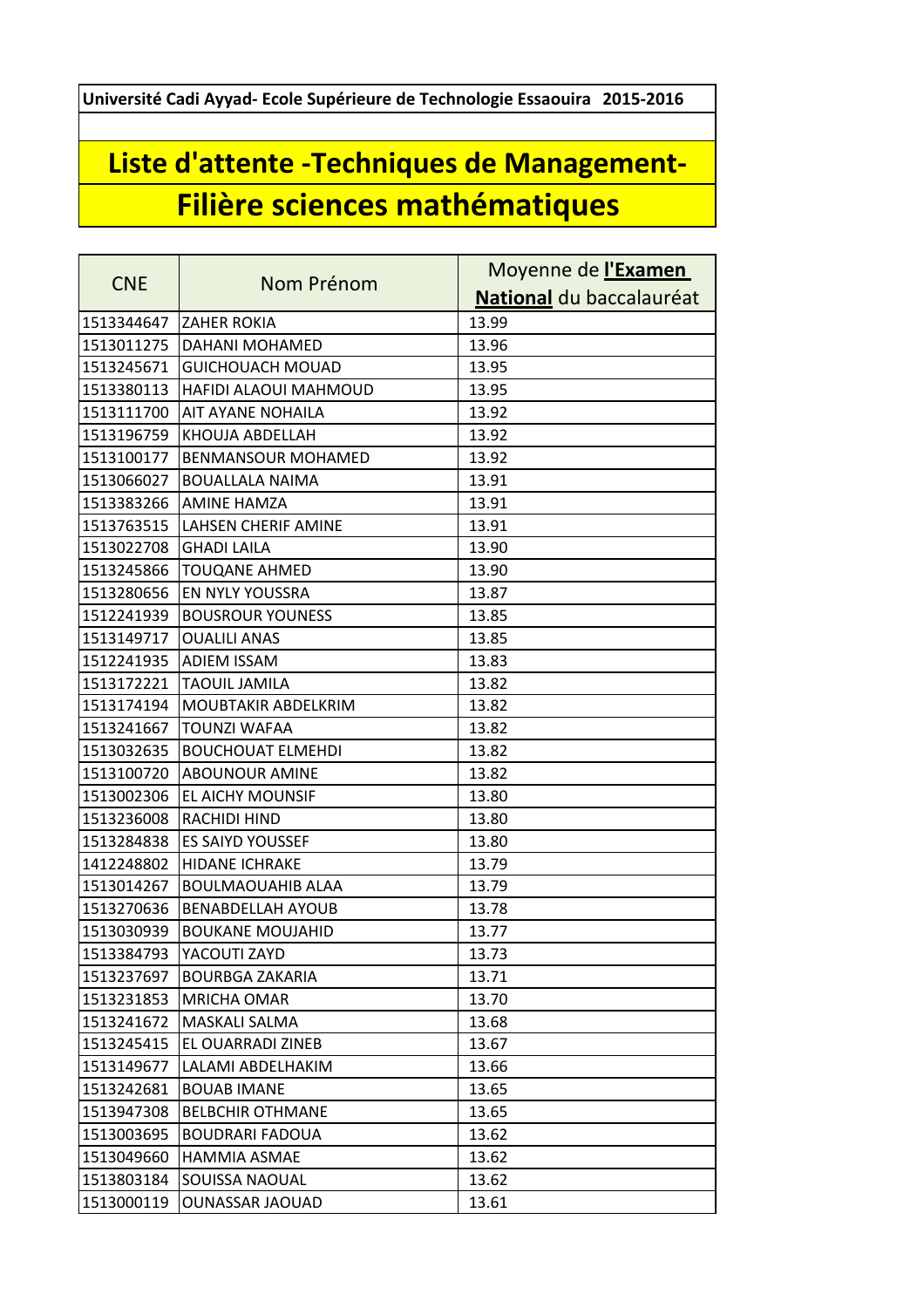**Université Cadi Ayyad- Ecole Supérieure de Technologie Essaouira 2015-2016**

# Liste d'attente -Techniques de Management-
# Filière sciences mathématiques

| CNE | Nom Prénom | Moyenne de **l'Examen National** du baccalauréat |
|---|---|---|
| 1513344647 | ZAHER ROKIA | 13.99 |
| 1513011275 | DAHANI MOHAMED | 13.96 |
| 1513245671 | GUICHOUACH MOUAD | 13.95 |
| 1513380113 | HAFIDI ALAOUI MAHMOUD | 13.95 |
| 1513111700 | AIT AYANE NOHAILA | 13.92 |
| 1513196759 | KHOUJA ABDELLAH | 13.92 |
| 1513100177 | BENMANSOUR MOHAMED | 13.92 |
| 1513066027 | BOUALLALA NAIMA | 13.91 |
| 1513383266 | AMINE HAMZA | 13.91 |
| 1513763515 | LAHSEN CHERIF AMINE | 13.91 |
| 1513022708 | GHADI LAILA | 13.90 |
| 1513245866 | TOUQANE AHMED | 13.90 |
| 1513280656 | EN NYLY YOUSSRA | 13.87 |
| 1512241939 | BOUSROUR YOUNESS | 13.85 |
| 1513149717 | OUALILI ANAS | 13.85 |
| 1512241935 | ADIEM ISSAM | 13.83 |
| 1513172221 | TAOUIL JAMILA | 13.82 |
| 1513174194 | MOUBTAKIR ABDELKRIM | 13.82 |
| 1513241667 | TOUNZI WAFAA | 13.82 |
| 1513032635 | BOUCHOUAT ELMEHDI | 13.82 |
| 1513100720 | ABOUNOUR AMINE | 13.82 |
| 1513002306 | EL AICHY MOUNSIF | 13.80 |
| 1513236008 | RACHIDI HIND | 13.80 |
| 1513284838 | ES SAIYD YOUSSEF | 13.80 |
| 1412248802 | HIDANE ICHRAKE | 13.79 |
| 1513014267 | BOULMAOUAHIB ALAA | 13.79 |
| 1513270636 | BENABDELLAH AYOUB | 13.78 |
| 1513030939 | BOUKANE MOUJAHID | 13.77 |
| 1513384793 | YACOUTI ZAYD | 13.73 |
| 1513237697 | BOURBGA ZAKARIA | 13.71 |
| 1513231853 | MRICHA OMAR | 13.70 |
| 1513241672 | MASKALI SALMA | 13.68 |
| 1513245415 | EL OUARRADI ZINEB | 13.67 |
| 1513149677 | LALAMI ABDELHAKIM | 13.66 |
| 1513242681 | BOUAB IMANE | 13.65 |
| 1513947308 | BELBCHIR OTHMANE | 13.65 |
| 1513003695 | BOUDRARI FADOUA | 13.62 |
| 1513049660 | HAMMIA ASMAE | 13.62 |
| 1513803184 | SOUISSA NAOUAL | 13.62 |
| 1513000119 | OUNASSAR JAOUAD | 13.61 |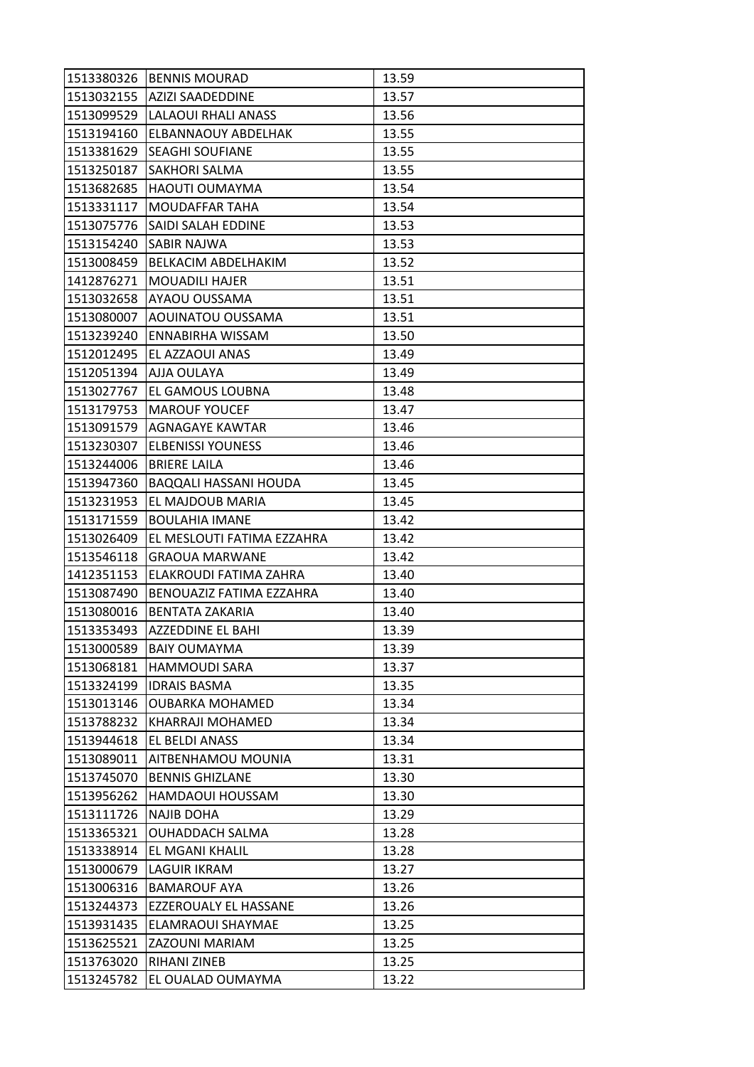| | | |
|---|---|---|
| 1513380326 | BENNIS MOURAD | 13.59 |
| 1513032155 | AZIZI SAADEDDINE | 13.57 |
| 1513099529 | LALAOUI RHALI ANASS | 13.56 |
| 1513194160 | ELBANNAOUY ABDELHAK | 13.55 |
| 1513381629 | SEAGHI SOUFIANE | 13.55 |
| 1513250187 | SAKHORI SALMA | 13.55 |
| 1513682685 | HAOUTI OUMAYMA | 13.54 |
| 1513331117 | MOUDAFFAR TAHA | 13.54 |
| 1513075776 | SAIDI SALAH EDDINE | 13.53 |
| 1513154240 | SABIR NAJWA | 13.53 |
| 1513008459 | BELKACIM ABDELHAKIM | 13.52 |
| 1412876271 | MOUADILI HAJER | 13.51 |
| 1513032658 | AYAOU OUSSAMA | 13.51 |
| 1513080007 | AOUINATOU OUSSAMA | 13.51 |
| 1513239240 | ENNABIRHA WISSAM | 13.50 |
| 1512012495 | EL AZZAOUI ANAS | 13.49 |
| 1512051394 | AJJA OULAYA | 13.49 |
| 1513027767 | EL GAMOUS LOUBNA | 13.48 |
| 1513179753 | MAROUF YOUCEF | 13.47 |
| 1513091579 | AGNAGAYE KAWTAR | 13.46 |
| 1513230307 | ELBENISSI YOUNESS | 13.46 |
| 1513244006 | BRIERE LAILA | 13.46 |
| 1513947360 | BAQQALI HASSANI HOUDA | 13.45 |
| 1513231953 | EL MAJDOUB MARIA | 13.45 |
| 1513171559 | BOULAHIA IMANE | 13.42 |
| 1513026409 | EL MESLOUTI FATIMA EZZAHRA | 13.42 |
| 1513546118 | GRAOUA MARWANE | 13.42 |
| 1412351153 | ELAKROUDI FATIMA ZAHRA | 13.40 |
| 1513087490 | BENOUAZIZ FATIMA EZZAHRA | 13.40 |
| 1513080016 | BENTATA ZAKARIA | 13.40 |
| 1513353493 | AZZEDDINE EL BAHI | 13.39 |
| 1513000589 | BAIY OUMAYMA | 13.39 |
| 1513068181 | HAMMOUDI SARA | 13.37 |
| 1513324199 | IDRAIS BASMA | 13.35 |
| 1513013146 | OUBARKA MOHAMED | 13.34 |
| 1513788232 | KHARRAJI MOHAMED | 13.34 |
| 1513944618 | EL BELDI ANASS | 13.34 |
| 1513089011 | AITBENHAMOU MOUNIA | 13.31 |
| 1513745070 | BENNIS GHIZLANE | 13.30 |
| 1513956262 | HAMDAOUI HOUSSAM | 13.30 |
| 1513111726 | NAJIB DOHA | 13.29 |
| 1513365321 | OUHADDACH SALMA | 13.28 |
| 1513338914 | EL MGANI KHALIL | 13.28 |
| 1513000679 | LAGUIR IKRAM | 13.27 |
| 1513006316 | BAMAROUF AYA | 13.26 |
| 1513244373 | EZZEROUALY EL HASSANE | 13.26 |
| 1513931435 | ELAMRAOUI SHAYMAE | 13.25 |
| 1513625521 | ZAZOUNI MARIAM | 13.25 |
| 1513763020 | RIHANI ZINEB | 13.25 |
| 1513245782 | EL OUALAD OUMAYMA | 13.22 |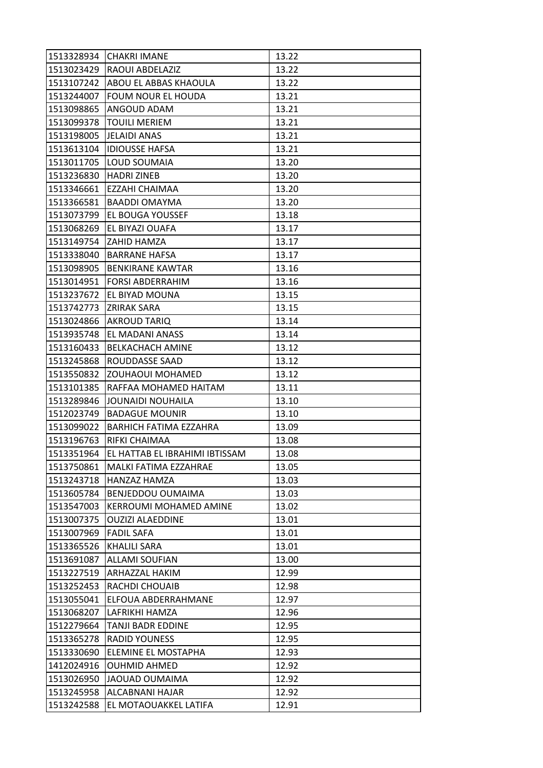| | | |
|---|---|---|
| 1513328934 | CHAKRI IMANE | 13.22 |
| 1513023429 | RAOUI ABDELAZIZ | 13.22 |
| 1513107242 | ABOU EL ABBAS KHAOULA | 13.22 |
| 1513244007 | FOUM NOUR EL HOUDA | 13.21 |
| 1513098865 | ANGOUD ADAM | 13.21 |
| 1513099378 | TOUILI MERIEM | 13.21 |
| 1513198005 | JELAIDI ANAS | 13.21 |
| 1513613104 | IDIOUSSE HAFSA | 13.21 |
| 1513011705 | LOUD SOUMAIA | 13.20 |
| 1513236830 | HADRI ZINEB | 13.20 |
| 1513346661 | EZZAHI CHAIMAA | 13.20 |
| 1513366581 | BAADDI OMAYMA | 13.20 |
| 1513073799 | EL BOUGA YOUSSEF | 13.18 |
| 1513068269 | EL BIYAZI OUAFA | 13.17 |
| 1513149754 | ZAHID HAMZA | 13.17 |
| 1513338040 | BARRANE HAFSA | 13.17 |
| 1513098905 | BENKIRANE KAWTAR | 13.16 |
| 1513014951 | FORSI ABDERRAHIM | 13.16 |
| 1513237672 | EL BIYAD MOUNA | 13.15 |
| 1513742773 | ZRIRAK SARA | 13.15 |
| 1513024866 | AKROUD TARIQ | 13.14 |
| 1513935748 | EL MADANI ANASS | 13.14 |
| 1513160433 | BELKACHACH AMINE | 13.12 |
| 1513245868 | ROUDDASSE SAAD | 13.12 |
| 1513550832 | ZOUHAOUI MOHAMED | 13.12 |
| 1513101385 | RAFFAA MOHAMED HAITAM | 13.11 |
| 1513289846 | JOUNAIDI NOUHAILA | 13.10 |
| 1512023749 | BADAGUE MOUNIR | 13.10 |
| 1513099022 | BARHICH FATIMA EZZAHRA | 13.09 |
| 1513196763 | RIFKI CHAIMAA | 13.08 |
| 1513351964 | EL HATTAB EL IBRAHIMI IBTISSAM | 13.08 |
| 1513750861 | MALKI FATIMA EZZAHRAE | 13.05 |
| 1513243718 | HANZAZ HAMZA | 13.03 |
| 1513605784 | BENJEDDOU OUMAIMA | 13.03 |
| 1513547003 | KERROUMI MOHAMED AMINE | 13.02 |
| 1513007375 | OUZIZI ALAEDDINE | 13.01 |
| 1513007969 | FADIL SAFA | 13.01 |
| 1513365526 | KHALILI SARA | 13.01 |
| 1513691087 | ALLAMI SOUFIAN | 13.00 |
| 1513227519 | ARHAZZAL HAKIM | 12.99 |
| 1513252453 | RACHDI CHOUAIB | 12.98 |
| 1513055041 | ELFOUA ABDERRAHMANE | 12.97 |
| 1513068207 | LAFRIKHI HAMZA | 12.96 |
| 1512279664 | TANJI BADR EDDINE | 12.95 |
| 1513365278 | RADID YOUNESS | 12.95 |
| 1513330690 | ELEMINE EL MOSTAPHA | 12.93 |
| 1412024916 | OUHMID AHMED | 12.92 |
| 1513026950 | JAOUAD OUMAIMA | 12.92 |
| 1513245958 | ALCABNANI HAJAR | 12.92 |
| 1513242588 | EL MOTAOUAKKEL LATIFA | 12.91 |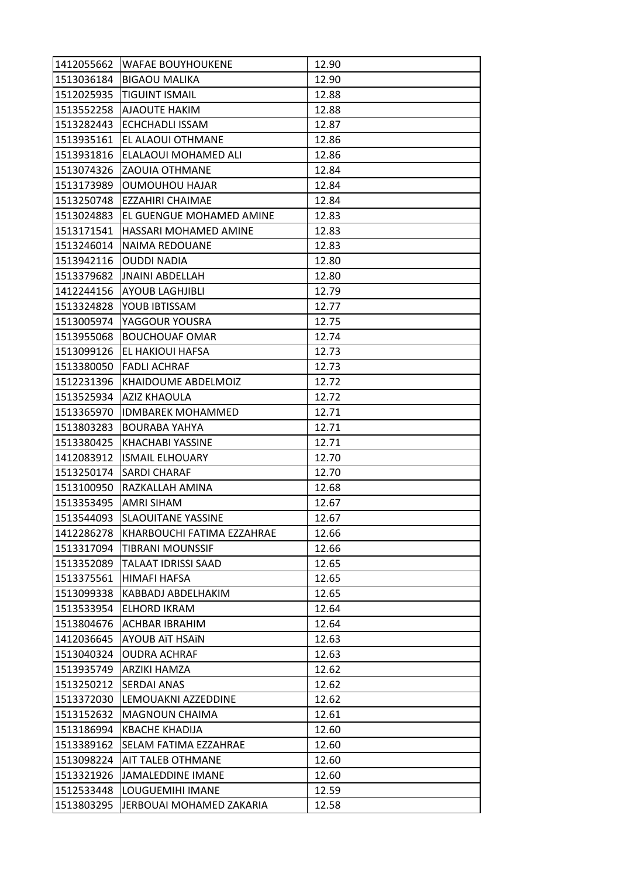| 1412055662 | WAFAE BOUYHOUKENE | 12.90 |
|---|---|---|
| 1513036184 | BIGAOU MALIKA | 12.90 |
| 1512025935 | TIGUINT ISMAIL | 12.88 |
| 1513552258 | AJAOUTE HAKIM | 12.88 |
| 1513282443 | ECHCHADLI ISSAM | 12.87 |
| 1513935161 | EL ALAOUI OTHMANE | 12.86 |
| 1513931816 | ELALAOUI MOHAMED ALI | 12.86 |
| 1513074326 | ZAOUIA OTHMANE | 12.84 |
| 1513173989 | OUMOUHOU HAJAR | 12.84 |
| 1513250748 | EZZAHIRI CHAIMAE | 12.84 |
| 1513024883 | EL GUENGUE MOHAMED AMINE | 12.83 |
| 1513171541 | HASSARI MOHAMED AMINE | 12.83 |
| 1513246014 | NAIMA REDOUANE | 12.83 |
| 1513942116 | OUDDI NADIA | 12.80 |
| 1513379682 | JNAINI ABDELLAH | 12.80 |
| 1412244156 | AYOUB LAGHJIBLI | 12.79 |
| 1513324828 | YOUB IBTISSAM | 12.77 |
| 1513005974 | YAGGOUR YOUSRA | 12.75 |
| 1513955068 | BOUCHOUAF OMAR | 12.74 |
| 1513099126 | EL HAKIOUI HAFSA | 12.73 |
| 1513380050 | FADLI ACHRAF | 12.73 |
| 1512231396 | KHAIDOUME ABDELMOIZ | 12.72 |
| 1513525934 | AZIZ KHAOULA | 12.72 |
| 1513365970 | IDMBAREK MOHAMMED | 12.71 |
| 1513803283 | BOURABA YAHYA | 12.71 |
| 1513380425 | KHACHABI YASSINE | 12.71 |
| 1412083912 | ISMAIL ELHOUARY | 12.70 |
| 1513250174 | SARDI CHARAF | 12.70 |
| 1513100950 | RAZKALLAH AMINA | 12.68 |
| 1513353495 | AMRI SIHAM | 12.67 |
| 1513544093 | SLAOUITANE YASSINE | 12.67 |
| 1412286278 | KHARBOUCHI FATIMA EZZAHRAE | 12.66 |
| 1513317094 | TIBRANI MOUNSSIF | 12.66 |
| 1513352089 | TALAAT IDRISSI SAAD | 12.65 |
| 1513375561 | HIMAFI HAFSA | 12.65 |
| 1513099338 | KABBADJ ABDELHAKIM | 12.65 |
| 1513533954 | ELHORD IKRAM | 12.64 |
| 1513804676 | ACHBAR IBRAHIM | 12.64 |
| 1412036645 | AYOUB AïT HSAïN | 12.63 |
| 1513040324 | OUDRA ACHRAF | 12.63 |
| 1513935749 | ARZIKI HAMZA | 12.62 |
| 1513250212 | SERDAI ANAS | 12.62 |
| 1513372030 | LEMOUAKNI AZZEDDINE | 12.62 |
| 1513152632 | MAGNOUN CHAIMA | 12.61 |
| 1513186994 | KBACHE KHADIJA | 12.60 |
| 1513389162 | SELAM FATIMA EZZAHRAE | 12.60 |
| 1513098224 | AIT TALEB OTHMANE | 12.60 |
| 1513321926 | JAMALEDDINE IMANE | 12.60 |
| 1512533448 | LOUGUEMIHI IMANE | 12.59 |
| 1513803295 | JERBOUAI MOHAMED ZAKARIA | 12.58 |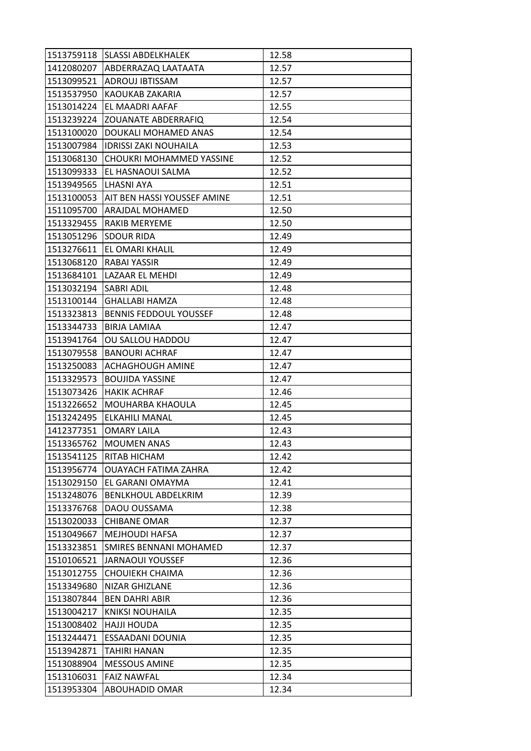| 1513759118 | SLASSI ABDELKHALEK | 12.58 |
|---|---|---|
| 1412080207 | ABDERRAZAQ LAATAATA | 12.57 |
| 1513099521 | ADROUJ IBTISSAM | 12.57 |
| 1513537950 | KAOUKAB ZAKARIA | 12.57 |
| 1513014224 | EL MAADRI AAFAF | 12.55 |
| 1513239224 | ZOUANATE ABDERRAFIQ | 12.54 |
| 1513100020 | DOUKALI MOHAMED ANAS | 12.54 |
| 1513007984 | IDRISSI ZAKI NOUHAILA | 12.53 |
| 1513068130 | CHOUKRI MOHAMMED YASSINE | 12.52 |
| 1513099333 | EL HASNAOUI SALMA | 12.52 |
| 1513949565 | LHASNI AYA | 12.51 |
| 1513100053 | AIT BEN HASSI YOUSSEF AMINE | 12.51 |
| 1511095700 | ARAJDAL MOHAMED | 12.50 |
| 1513329455 | RAKIB MERYEME | 12.50 |
| 1513051296 | SDOUR RIDA | 12.49 |
| 1513276611 | EL OMARI KHALIL | 12.49 |
| 1513068120 | RABAI YASSIR | 12.49 |
| 1513684101 | LAZAAR EL MEHDI | 12.49 |
| 1513032194 | SABRI ADIL | 12.48 |
| 1513100144 | GHALLABI HAMZA | 12.48 |
| 1513323813 | BENNIS FEDDOUL YOUSSEF | 12.48 |
| 1513344733 | BIRJA LAMIAA | 12.47 |
| 1513941764 | OU SALLOU HADDOU | 12.47 |
| 1513079558 | BANOURI ACHRAF | 12.47 |
| 1513250083 | ACHAGHOUGH AMINE | 12.47 |
| 1513329573 | BOUJIDA YASSINE | 12.47 |
| 1513073426 | HAKIK ACHRAF | 12.46 |
| 1513226652 | MOUHARBA KHAOULA | 12.45 |
| 1513242495 | ELKAHILI MANAL | 12.45 |
| 1412377351 | OMARY LAILA | 12.43 |
| 1513365762 | MOUMEN ANAS | 12.43 |
| 1513541125 | RITAB HICHAM | 12.42 |
| 1513956774 | OUAYACH FATIMA ZAHRA | 12.42 |
| 1513029150 | EL GARANI OMAYMA | 12.41 |
| 1513248076 | BENLKHOUL ABDELKRIM | 12.39 |
| 1513376768 | DAOU OUSSAMA | 12.38 |
| 1513020033 | CHIBANE OMAR | 12.37 |
| 1513049667 | MEJHOUDI HAFSA | 12.37 |
| 1513323851 | SMIRES BENNANI MOHAMED | 12.37 |
| 1510106521 | JARNAOUI YOUSSEF | 12.36 |
| 1513012755 | CHOUIEKH CHAIMA | 12.36 |
| 1513349680 | NIZAR GHIZLANE | 12.36 |
| 1513807844 | BEN DAHRI ABIR | 12.36 |
| 1513004217 | KNIKSI NOUHAILA | 12.35 |
| 1513008402 | HAJJI HOUDA | 12.35 |
| 1513244471 | ESSAADANI DOUNIA | 12.35 |
| 1513942871 | TAHIRI HANAN | 12.35 |
| 1513088904 | MESSOUS AMINE | 12.35 |
| 1513106031 | FAIZ NAWFAL | 12.34 |
| 1513953304 | ABOUHADID OMAR | 12.34 |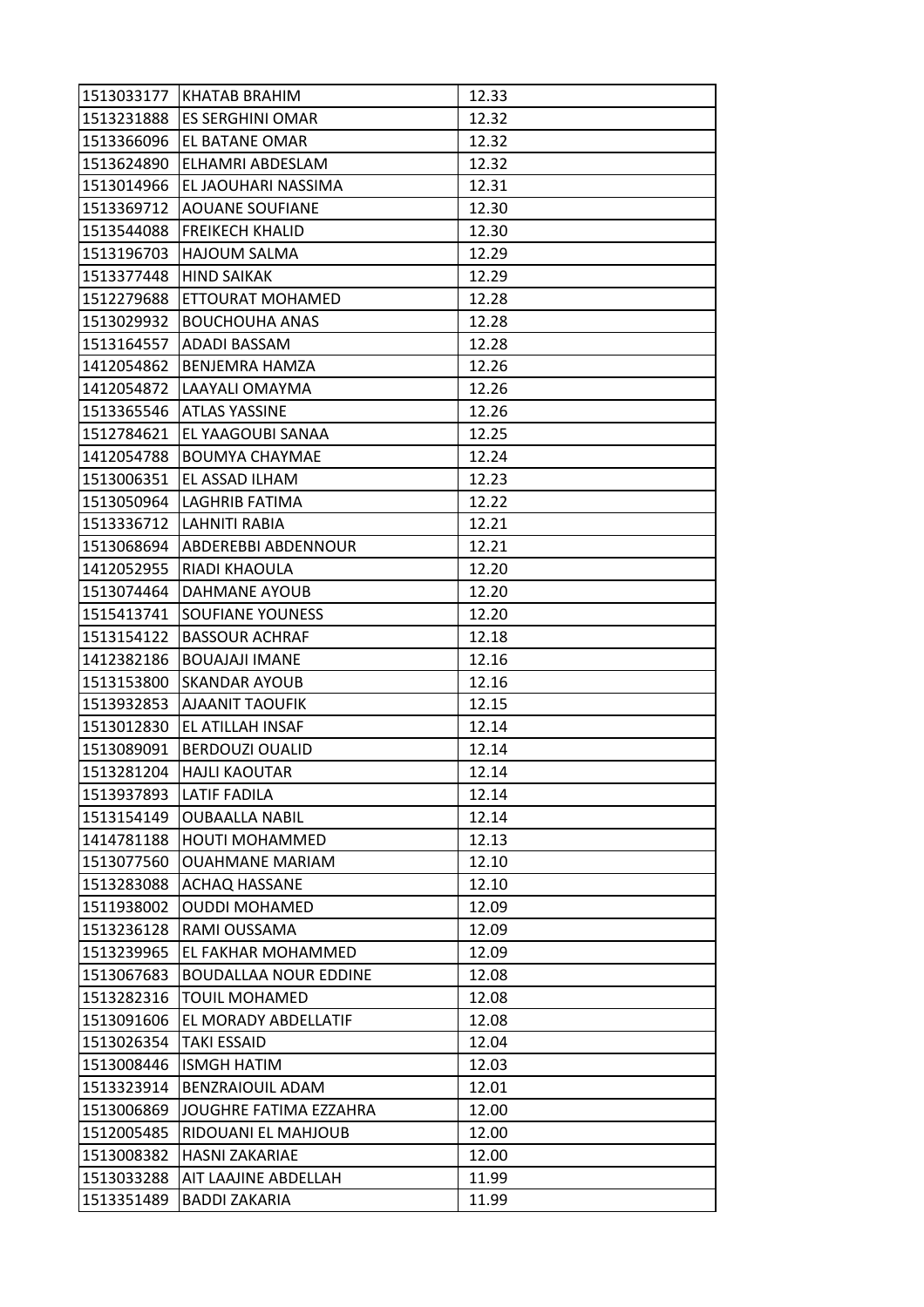| | | |
|---|---|---|
| 1513033177 | KHATAB BRAHIM | 12.33 |
| 1513231888 | ES SERGHINI OMAR | 12.32 |
| 1513366096 | EL BATANE OMAR | 12.32 |
| 1513624890 | ELHAMRI ABDESLAM | 12.32 |
| 1513014966 | EL JAOUHARI NASSIMA | 12.31 |
| 1513369712 | AOUANE SOUFIANE | 12.30 |
| 1513544088 | FREIKECH KHALID | 12.30 |
| 1513196703 | HAJOUM SALMA | 12.29 |
| 1513377448 | HIND SAIKAK | 12.29 |
| 1512279688 | ETTOURAT MOHAMED | 12.28 |
| 1513029932 | BOUCHOUHA ANAS | 12.28 |
| 1513164557 | ADADI BASSAM | 12.28 |
| 1412054862 | BENJEMRA HAMZA | 12.26 |
| 1412054872 | LAAYALI OMAYMA | 12.26 |
| 1513365546 | ATLAS YASSINE | 12.26 |
| 1512784621 | EL YAAGOUBI SANAA | 12.25 |
| 1412054788 | BOUMYA CHAYMAE | 12.24 |
| 1513006351 | EL ASSAD ILHAM | 12.23 |
| 1513050964 | LAGHRIB FATIMA | 12.22 |
| 1513336712 | LAHNITI RABIA | 12.21 |
| 1513068694 | ABDEREBBI ABDENNOUR | 12.21 |
| 1412052955 | RIADI KHAOULA | 12.20 |
| 1513074464 | DAHMANE AYOUB | 12.20 |
| 1515413741 | SOUFIANE YOUNESS | 12.20 |
| 1513154122 | BASSOUR ACHRAF | 12.18 |
| 1412382186 | BOUAJAJI IMANE | 12.16 |
| 1513153800 | SKANDAR AYOUB | 12.16 |
| 1513932853 | AJAANIT TAOUFIK | 12.15 |
| 1513012830 | EL ATILLAH INSAF | 12.14 |
| 1513089091 | BERDOUZI OUALID | 12.14 |
| 1513281204 | HAJLI KAOUTAR | 12.14 |
| 1513937893 | LATIF FADILA | 12.14 |
| 1513154149 | OUBAALLA NABIL | 12.14 |
| 1414781188 | HOUTI MOHAMMED | 12.13 |
| 1513077560 | OUAHMANE MARIAM | 12.10 |
| 1513283088 | ACHAQ HASSANE | 12.10 |
| 1511938002 | OUDDI MOHAMED | 12.09 |
| 1513236128 | RAMI OUSSAMA | 12.09 |
| 1513239965 | EL FAKHAR MOHAMMED | 12.09 |
| 1513067683 | BOUDALLAA NOUR EDDINE | 12.08 |
| 1513282316 | TOUIL MOHAMED | 12.08 |
| 1513091606 | EL MORADY ABDELLATIF | 12.08 |
| 1513026354 | TAKI ESSAID | 12.04 |
| 1513008446 | ISMGH HATIM | 12.03 |
| 1513323914 | BENZRAIOUIL ADAM | 12.01 |
| 1513006869 | JOUGHRE FATIMA EZZAHRA | 12.00 |
| 1512005485 | RIDOUANI EL MAHJOUB | 12.00 |
| 1513008382 | HASNI ZAKARIAE | 12.00 |
| 1513033288 | AIT LAAJINE ABDELLAH | 11.99 |
| 1513351489 | BADDI ZAKARIA | 11.99 |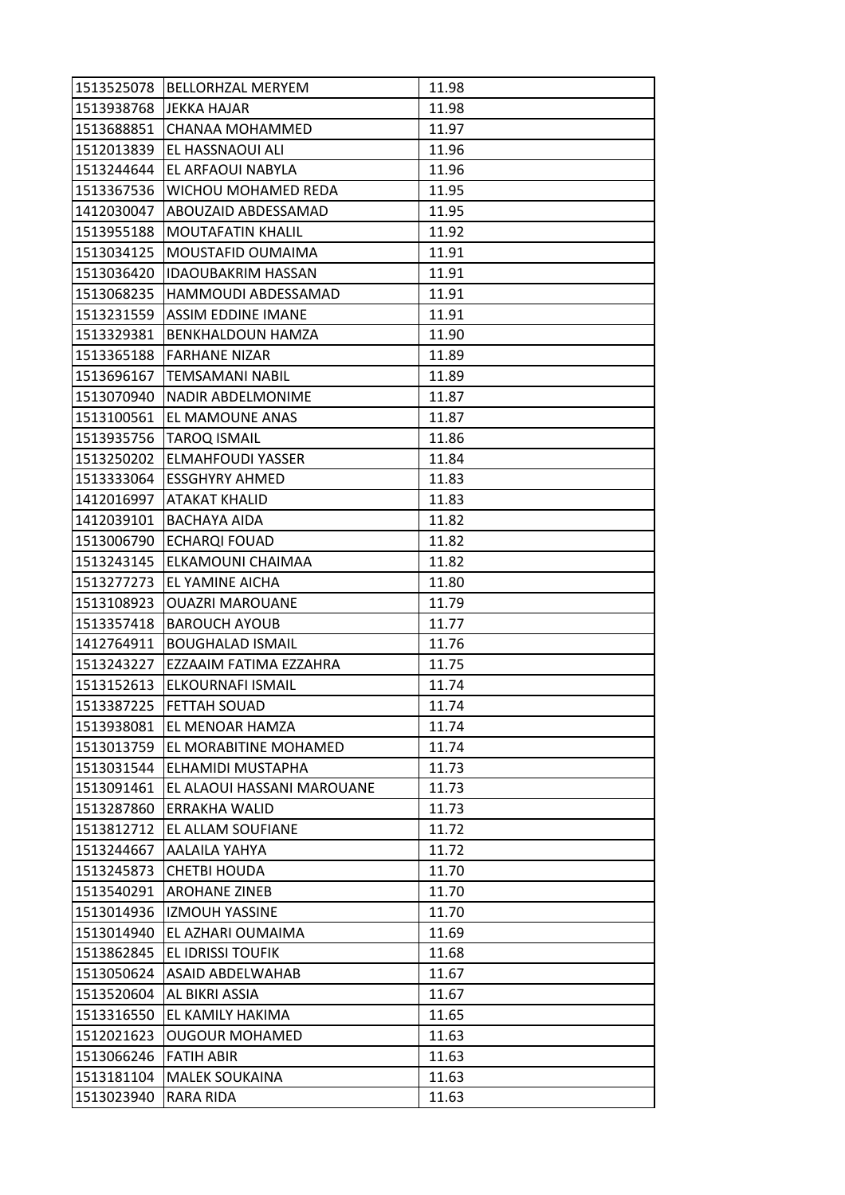| 1513525078 | BELLORHZAL MERYEM | 11.98 |
|---|---|---|
| 1513938768 | JEKKA HAJAR | 11.98 |
| 1513688851 | CHANAA MOHAMMED | 11.97 |
| 1512013839 | EL HASSNAOUI ALI | 11.96 |
| 1513244644 | EL ARFAOUI NABYLA | 11.96 |
| 1513367536 | WICHOU MOHAMED REDA | 11.95 |
| 1412030047 | ABOUZAID ABDESSAMAD | 11.95 |
| 1513955188 | MOUTAFATIN KHALIL | 11.92 |
| 1513034125 | MOUSTAFID OUMAIMA | 11.91 |
| 1513036420 | IDAOUBAKRIM HASSAN | 11.91 |
| 1513068235 | HAMMOUDI ABDESSAMAD | 11.91 |
| 1513231559 | ASSIM EDDINE IMANE | 11.91 |
| 1513329381 | BENKHALDOUN HAMZA | 11.90 |
| 1513365188 | FARHANE NIZAR | 11.89 |
| 1513696167 | TEMSAMANI NABIL | 11.89 |
| 1513070940 | NADIR ABDELMONIME | 11.87 |
| 1513100561 | EL MAMOUNE ANAS | 11.87 |
| 1513935756 | TAROQ ISMAIL | 11.86 |
| 1513250202 | ELMAHFOUDI YASSER | 11.84 |
| 1513333064 | ESSGHYRY AHMED | 11.83 |
| 1412016997 | ATAKAT KHALID | 11.83 |
| 1412039101 | BACHAYA AIDA | 11.82 |
| 1513006790 | ECHARQI FOUAD | 11.82 |
| 1513243145 | ELKAMOUNI CHAIMAA | 11.82 |
| 1513277273 | EL YAMINE AICHA | 11.80 |
| 1513108923 | OUAZRI MAROUANE | 11.79 |
| 1513357418 | BAROUCH AYOUB | 11.77 |
| 1412764911 | BOUGHALAD ISMAIL | 11.76 |
| 1513243227 | EZZAAIM FATIMA EZZAHRA | 11.75 |
| 1513152613 | ELKOURNAFI ISMAIL | 11.74 |
| 1513387225 | FETTAH SOUAD | 11.74 |
| 1513938081 | EL MENOAR HAMZA | 11.74 |
| 1513013759 | EL MORABITINE MOHAMED | 11.74 |
| 1513031544 | ELHAMIDI MUSTAPHA | 11.73 |
| 1513091461 | EL ALAOUI HASSANI MAROUANE | 11.73 |
| 1513287860 | ERRAKHA WALID | 11.73 |
| 1513812712 | EL ALLAM SOUFIANE | 11.72 |
| 1513244667 | AALAILA YAHYA | 11.72 |
| 1513245873 | CHETBI HOUDA | 11.70 |
| 1513540291 | AROHANE ZINEB | 11.70 |
| 1513014936 | IZMOUH YASSINE | 11.70 |
| 1513014940 | EL AZHARI OUMAIMA | 11.69 |
| 1513862845 | EL IDRISSI TOUFIK | 11.68 |
| 1513050624 | ASAID ABDELWAHAB | 11.67 |
| 1513520604 | AL BIKRI ASSIA | 11.67 |
| 1513316550 | EL KAMILY HAKIMA | 11.65 |
| 1512021623 | OUGOUR MOHAMED | 11.63 |
| 1513066246 | FATIH ABIR | 11.63 |
| 1513181104 | MALEK SOUKAINA | 11.63 |
| 1513023940 | RARA RIDA | 11.63 |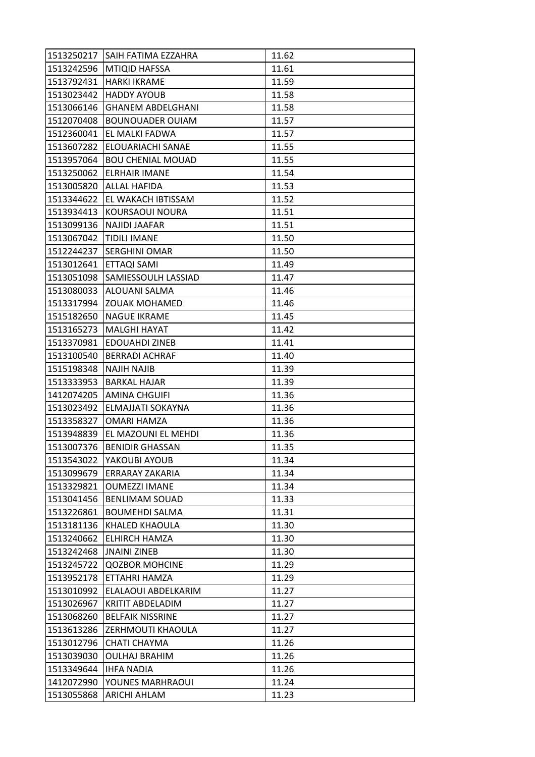| | | |
|---|---|---|
| 1513250217 | SAIH FATIMA EZZAHRA | 11.62 |
| 1513242596 | MTIQID HAFSSA | 11.61 |
| 1513792431 | HARKI IKRAME | 11.59 |
| 1513023442 | HADDY AYOUB | 11.58 |
| 1513066146 | GHANEM ABDELGHANI | 11.58 |
| 1512070408 | BOUNOUADER OUIAM | 11.57 |
| 1512360041 | EL MALKI FADWA | 11.57 |
| 1513607282 | ELOUARIACHI SANAE | 11.55 |
| 1513957064 | BOU CHENIAL MOUAD | 11.55 |
| 1513250062 | ELRHAIR IMANE | 11.54 |
| 1513005820 | ALLAL HAFIDA | 11.53 |
| 1513344622 | EL WAKACH IBTISSAM | 11.52 |
| 1513934413 | KOURSAOUI NOURA | 11.51 |
| 1513099136 | NAJIDI JAAFAR | 11.51 |
| 1513067042 | TIDILI IMANE | 11.50 |
| 1512244237 | SERGHINI OMAR | 11.50 |
| 1513012641 | ETTAQI SAMI | 11.49 |
| 1513051098 | SAMIESSOULH LASSIAD | 11.47 |
| 1513080033 | ALOUANI SALMA | 11.46 |
| 1513317994 | ZOUAK MOHAMED | 11.46 |
| 1515182650 | NAGUE IKRAME | 11.45 |
| 1513165273 | MALGHI HAYAT | 11.42 |
| 1513370981 | EDOUAHDI ZINEB | 11.41 |
| 1513100540 | BERRADI ACHRAF | 11.40 |
| 1515198348 | NAJIH NAJIB | 11.39 |
| 1513333953 | BARKAL HAJAR | 11.39 |
| 1412074205 | AMINA CHGUIFI | 11.36 |
| 1513023492 | ELMAJJATI SOKAYNA | 11.36 |
| 1513358327 | OMARI HAMZA | 11.36 |
| 1513948839 | EL MAZOUNI EL MEHDI | 11.36 |
| 1513007376 | BENIDIR GHASSAN | 11.35 |
| 1513543022 | YAKOUBI AYOUB | 11.34 |
| 1513099679 | ERRARAY ZAKARIA | 11.34 |
| 1513329821 | OUMEZZI IMANE | 11.34 |
| 1513041456 | BENLIMAM SOUAD | 11.33 |
| 1513226861 | BOUMEHDI SALMA | 11.31 |
| 1513181136 | KHALED KHAOULA | 11.30 |
| 1513240662 | ELHIRCH HAMZA | 11.30 |
| 1513242468 | JNAINI ZINEB | 11.30 |
| 1513245722 | QOZBOR MOHCINE | 11.29 |
| 1513952178 | ETTAHRI HAMZA | 11.29 |
| 1513010992 | ELALAOUI ABDELKARIM | 11.27 |
| 1513026967 | KRITIT ABDELADIM | 11.27 |
| 1513068260 | BELFAIK NISSRINE | 11.27 |
| 1513613286 | ZERHMOUTI KHAOULA | 11.27 |
| 1513012796 | CHATI CHAYMA | 11.26 |
| 1513039030 | OULHAJ BRAHIM | 11.26 |
| 1513349644 | IHFA NADIA | 11.26 |
| 1412072990 | YOUNES MARHRAOUI | 11.24 |
| 1513055868 | ARICHI AHLAM | 11.23 |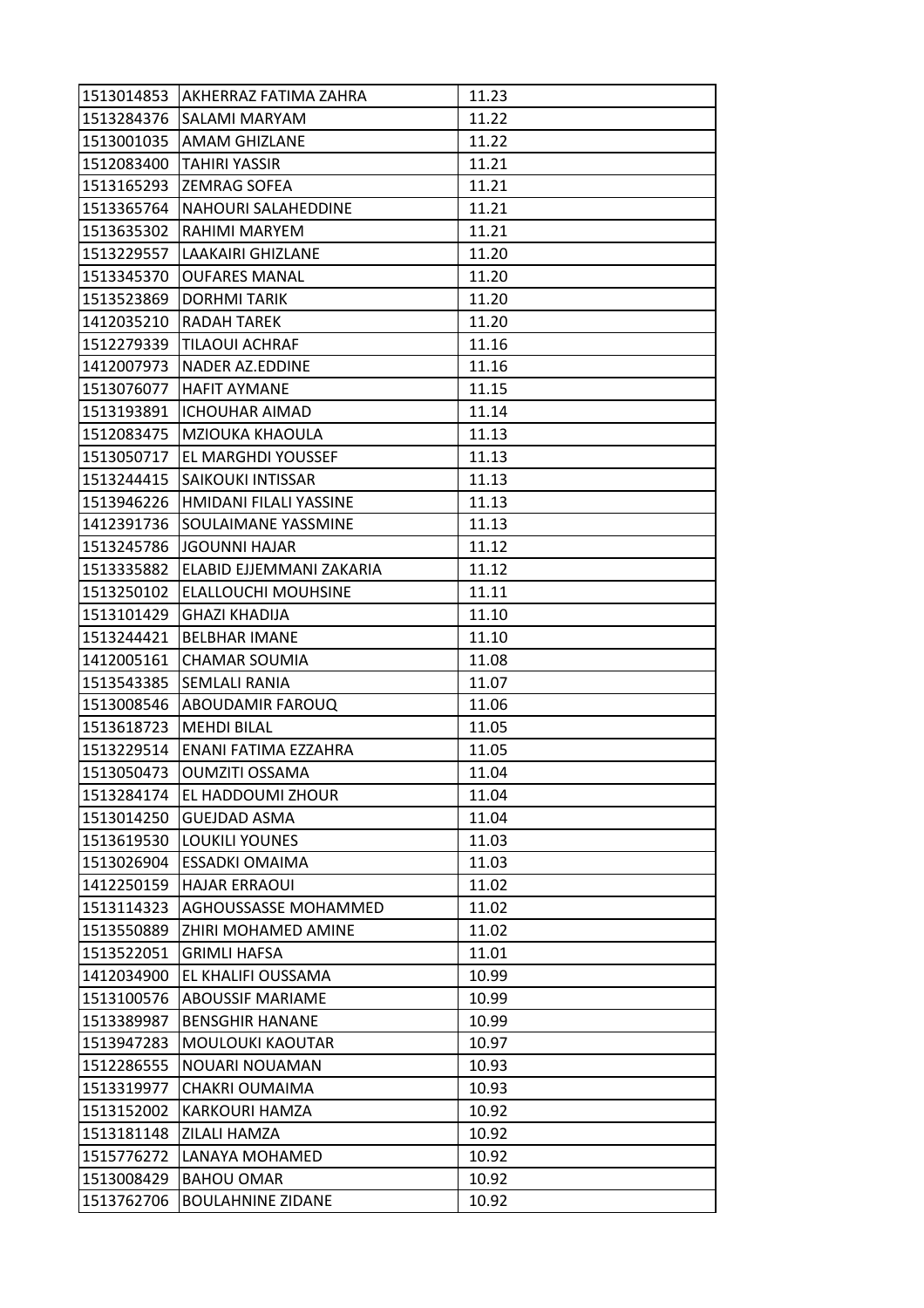| 1513014853 | AKHERRAZ FATIMA ZAHRA | 11.23 |
|---|---|---|
| 1513284376 | SALAMI MARYAM | 11.22 |
| 1513001035 | AMAM GHIZLANE | 11.22 |
| 1512083400 | TAHIRI YASSIR | 11.21 |
| 1513165293 | ZEMRAG SOFEA | 11.21 |
| 1513365764 | NAHOURI SALAHEDDINE | 11.21 |
| 1513635302 | RAHIMI MARYEM | 11.21 |
| 1513229557 | LAAKAIRI GHIZLANE | 11.20 |
| 1513345370 | OUFARES MANAL | 11.20 |
| 1513523869 | DORHMI TARIK | 11.20 |
| 1412035210 | RADAH TAREK | 11.20 |
| 1512279339 | TILAOUI ACHRAF | 11.16 |
| 1412007973 | NADER AZ.EDDINE | 11.16 |
| 1513076077 | HAFIT AYMANE | 11.15 |
| 1513193891 | ICHOUHAR AIMAD | 11.14 |
| 1512083475 | MZIOUKA KHAOULA | 11.13 |
| 1513050717 | EL MARGHDI YOUSSEF | 11.13 |
| 1513244415 | SAIKOUKI INTISSAR | 11.13 |
| 1513946226 | HMIDANI FILALI YASSINE | 11.13 |
| 1412391736 | SOULAIMANE YASSMINE | 11.13 |
| 1513245786 | JGOUNNI HAJAR | 11.12 |
| 1513335882 | ELABID EJJEMMANI ZAKARIA | 11.12 |
| 1513250102 | ELALLOUCHI MOUHSINE | 11.11 |
| 1513101429 | GHAZI KHADIJA | 11.10 |
| 1513244421 | BELBHAR IMANE | 11.10 |
| 1412005161 | CHAMAR SOUMIA | 11.08 |
| 1513543385 | SEMLALI RANIA | 11.07 |
| 1513008546 | ABOUDAMIR FAROUQ | 11.06 |
| 1513618723 | MEHDI BILAL | 11.05 |
| 1513229514 | ENANI FATIMA EZZAHRA | 11.05 |
| 1513050473 | OUMZITI OSSAMA | 11.04 |
| 1513284174 | EL HADDOUMI ZHOUR | 11.04 |
| 1513014250 | GUEJDAD ASMA | 11.04 |
| 1513619530 | LOUKILI YOUNES | 11.03 |
| 1513026904 | ESSADKI OMAIMA | 11.03 |
| 1412250159 | HAJAR ERRAOUI | 11.02 |
| 1513114323 | AGHOUSSASSE MOHAMMED | 11.02 |
| 1513550889 | ZHIRI MOHAMED AMINE | 11.02 |
| 1513522051 | GRIMLI HAFSA | 11.01 |
| 1412034900 | EL KHALIFI OUSSAMA | 10.99 |
| 1513100576 | ABOUSSIF MARIAME | 10.99 |
| 1513389987 | BENSGHIR HANANE | 10.99 |
| 1513947283 | MOULOUKI KAOUTAR | 10.97 |
| 1512286555 | NOUARI NOUAMAN | 10.93 |
| 1513319977 | CHAKRI OUMAIMA | 10.93 |
| 1513152002 | KARKOURI HAMZA | 10.92 |
| 1513181148 | ZILALI HAMZA | 10.92 |
| 1515776272 | LANAYA MOHAMED | 10.92 |
| 1513008429 | BAHOU OMAR | 10.92 |
| 1513762706 | BOULAHNINE ZIDANE | 10.92 |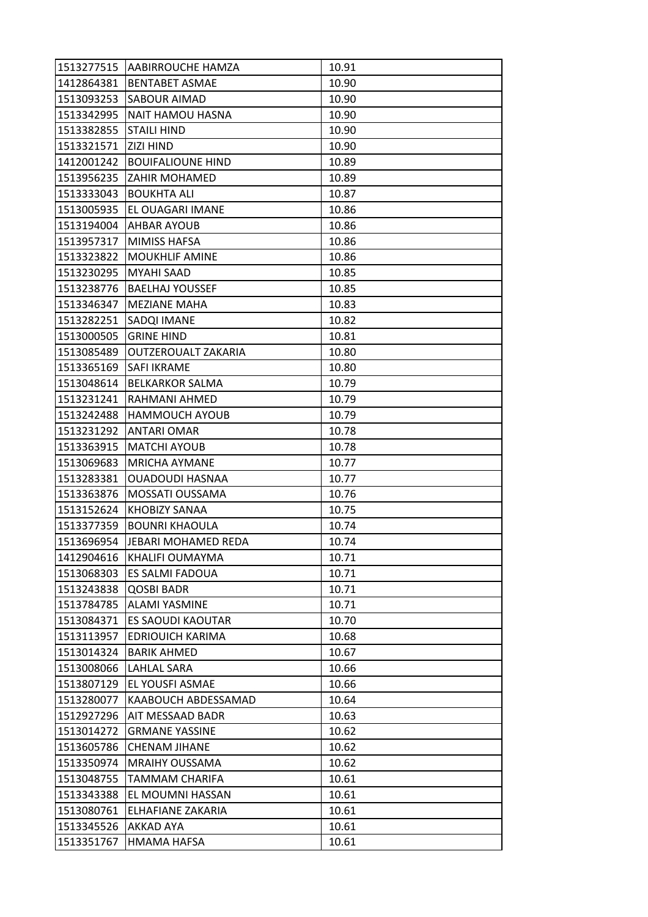| | | |
|---|---|---|
| 1513277515 | AABIRROUCHE HAMZA | 10.91 |
| 1412864381 | BENTABET ASMAE | 10.90 |
| 1513093253 | SABOUR AIMAD | 10.90 |
| 1513342995 | NAIT HAMOU HASNA | 10.90 |
| 1513382855 | STAILI HIND | 10.90 |
| 1513321571 | ZIZI HIND | 10.90 |
| 1412001242 | BOUIFALIOUNE HIND | 10.89 |
| 1513956235 | ZAHIR MOHAMED | 10.89 |
| 1513333043 | BOUKHTA ALI | 10.87 |
| 1513005935 | EL OUAGARI IMANE | 10.86 |
| 1513194004 | AHBAR AYOUB | 10.86 |
| 1513957317 | MIMISS HAFSA | 10.86 |
| 1513323822 | MOUKHLIF AMINE | 10.86 |
| 1513230295 | MYAHI SAAD | 10.85 |
| 1513238776 | BAELHAJ YOUSSEF | 10.85 |
| 1513346347 | MEZIANE MAHA | 10.83 |
| 1513282251 | SADQI IMANE | 10.82 |
| 1513000505 | GRINE HIND | 10.81 |
| 1513085489 | OUTZEROUALT ZAKARIA | 10.80 |
| 1513365169 | SAFI IKRAME | 10.80 |
| 1513048614 | BELKARKOR SALMA | 10.79 |
| 1513231241 | RAHMANI AHMED | 10.79 |
| 1513242488 | HAMMOUCH AYOUB | 10.79 |
| 1513231292 | ANTARI OMAR | 10.78 |
| 1513363915 | MATCHI AYOUB | 10.78 |
| 1513069683 | MRICHA AYMANE | 10.77 |
| 1513283381 | OUADOUDI HASNAA | 10.77 |
| 1513363876 | MOSSATI OUSSAMA | 10.76 |
| 1513152624 | KHOBIZY SANAA | 10.75 |
| 1513377359 | BOUNRI KHAOULA | 10.74 |
| 1513696954 | JEBARI MOHAMED REDA | 10.74 |
| 1412904616 | KHALIFI OUMAYMA | 10.71 |
| 1513068303 | ES SALMI FADOUA | 10.71 |
| 1513243838 | QOSBI BADR | 10.71 |
| 1513784785 | ALAMI YASMINE | 10.71 |
| 1513084371 | ES SAOUDI KAOUTAR | 10.70 |
| 1513113957 | EDRIOUICH KARIMA | 10.68 |
| 1513014324 | BARIK AHMED | 10.67 |
| 1513008066 | LAHLAL SARA | 10.66 |
| 1513807129 | EL YOUSFI ASMAE | 10.66 |
| 1513280077 | KAABOUCH ABDESSAMAD | 10.64 |
| 1512927296 | AIT MESSAAD BADR | 10.63 |
| 1513014272 | GRMANE YASSINE | 10.62 |
| 1513605786 | CHENAM JIHANE | 10.62 |
| 1513350974 | MRAIHY OUSSAMA | 10.62 |
| 1513048755 | TAMMAM CHARIFA | 10.61 |
| 1513343388 | EL MOUMNI HASSAN | 10.61 |
| 1513080761 | ELHAFIANE ZAKARIA | 10.61 |
| 1513345526 | AKKAD AYA | 10.61 |
| 1513351767 | HMAMA HAFSA | 10.61 |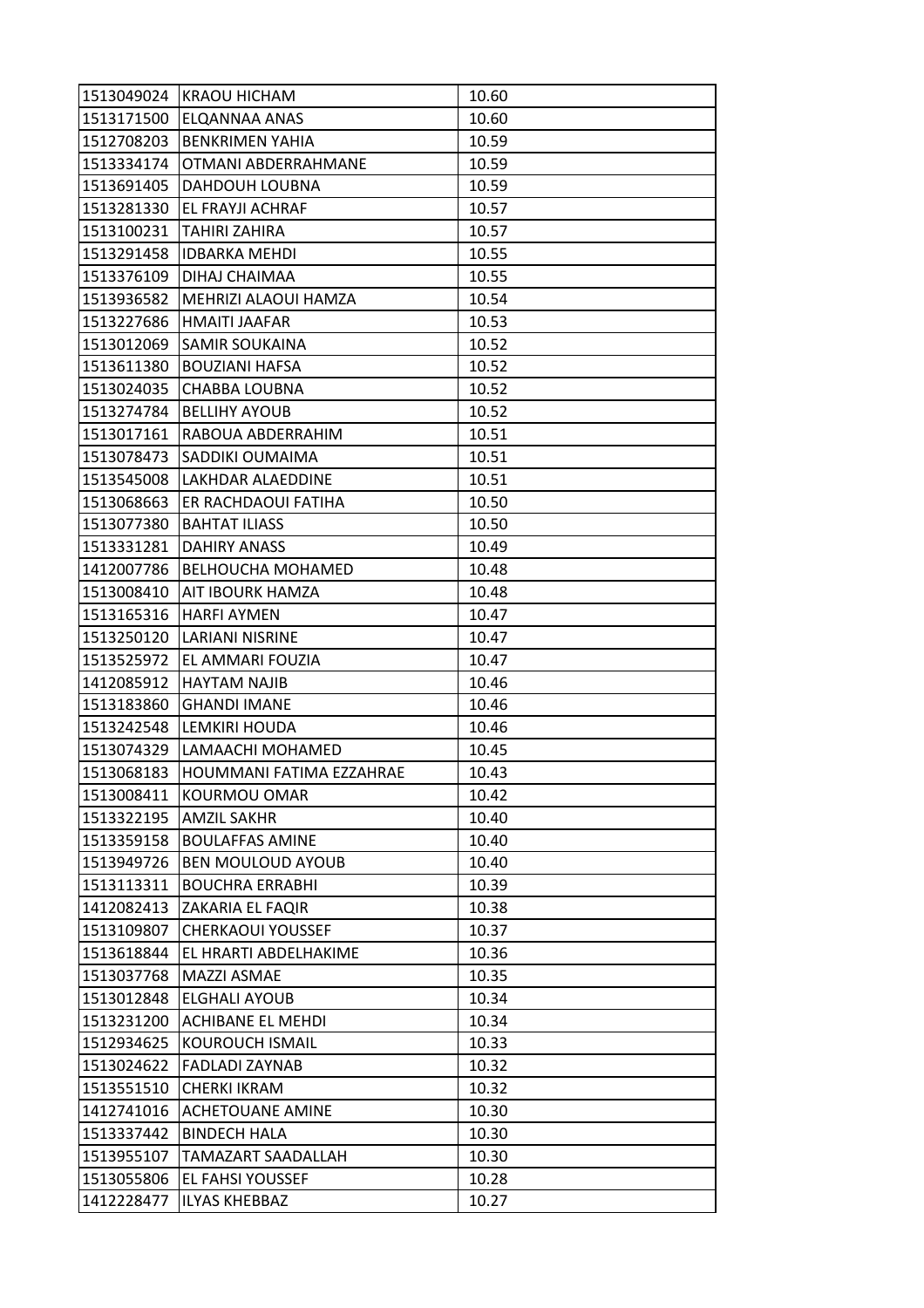| 1513049024 | KRAOU HICHAM | 10.60 |
|---|---|---|
| 1513171500 | ELQANNAA ANAS | 10.60 |
| 1512708203 | BENKRIMEN YAHIA | 10.59 |
| 1513334174 | OTMANI ABDERRAHMANE | 10.59 |
| 1513691405 | DAHDOUH LOUBNA | 10.59 |
| 1513281330 | EL FRAYJI ACHRAF | 10.57 |
| 1513100231 | TAHIRI ZAHIRA | 10.57 |
| 1513291458 | IDBARKA MEHDI | 10.55 |
| 1513376109 | DIHAJ CHAIMAA | 10.55 |
| 1513936582 | MEHRIZI ALAOUI HAMZA | 10.54 |
| 1513227686 | HMAITI JAAFAR | 10.53 |
| 1513012069 | SAMIR SOUKAINA | 10.52 |
| 1513611380 | BOUZIANI HAFSA | 10.52 |
| 1513024035 | CHABBA LOUBNA | 10.52 |
| 1513274784 | BELLIHY AYOUB | 10.52 |
| 1513017161 | RABOUA ABDERRAHIM | 10.51 |
| 1513078473 | SADDIKI OUMAIMA | 10.51 |
| 1513545008 | LAKHDAR ALAEDDINE | 10.51 |
| 1513068663 | ER RACHDAOUI FATIHA | 10.50 |
| 1513077380 | BAHTAT ILIASS | 10.50 |
| 1513331281 | DAHIRY ANASS | 10.49 |
| 1412007786 | BELHOUCHA MOHAMED | 10.48 |
| 1513008410 | AIT IBOURK HAMZA | 10.48 |
| 1513165316 | HARFI AYMEN | 10.47 |
| 1513250120 | LARIANI NISRINE | 10.47 |
| 1513525972 | EL AMMARI FOUZIA | 10.47 |
| 1412085912 | HAYTAM NAJIB | 10.46 |
| 1513183860 | GHANDI IMANE | 10.46 |
| 1513242548 | LEMKIRI HOUDA | 10.46 |
| 1513074329 | LAMAACHI MOHAMED | 10.45 |
| 1513068183 | HOUMMANI FATIMA EZZAHRAE | 10.43 |
| 1513008411 | KOURMOU OMAR | 10.42 |
| 1513322195 | AMZIL SAKHR | 10.40 |
| 1513359158 | BOULAFFAS AMINE | 10.40 |
| 1513949726 | BEN MOULOUD AYOUB | 10.40 |
| 1513113311 | BOUCHRA ERRABHI | 10.39 |
| 1412082413 | ZAKARIA EL FAQIR | 10.38 |
| 1513109807 | CHERKAOUI YOUSSEF | 10.37 |
| 1513618844 | EL HRARTI ABDELHAKIME | 10.36 |
| 1513037768 | MAZZI ASMAE | 10.35 |
| 1513012848 | ELGHALI AYOUB | 10.34 |
| 1513231200 | ACHIBANE EL MEHDI | 10.34 |
| 1512934625 | KOUROUCH ISMAIL | 10.33 |
| 1513024622 | FADLADI ZAYNAB | 10.32 |
| 1513551510 | CHERKI IKRAM | 10.32 |
| 1412741016 | ACHETOUANE AMINE | 10.30 |
| 1513337442 | BINDECH HALA | 10.30 |
| 1513955107 | TAMAZART SAADALLAH | 10.30 |
| 1513055806 | EL FAHSI YOUSSEF | 10.28 |
| 1412228477 | ILYAS KHEBBAZ | 10.27 |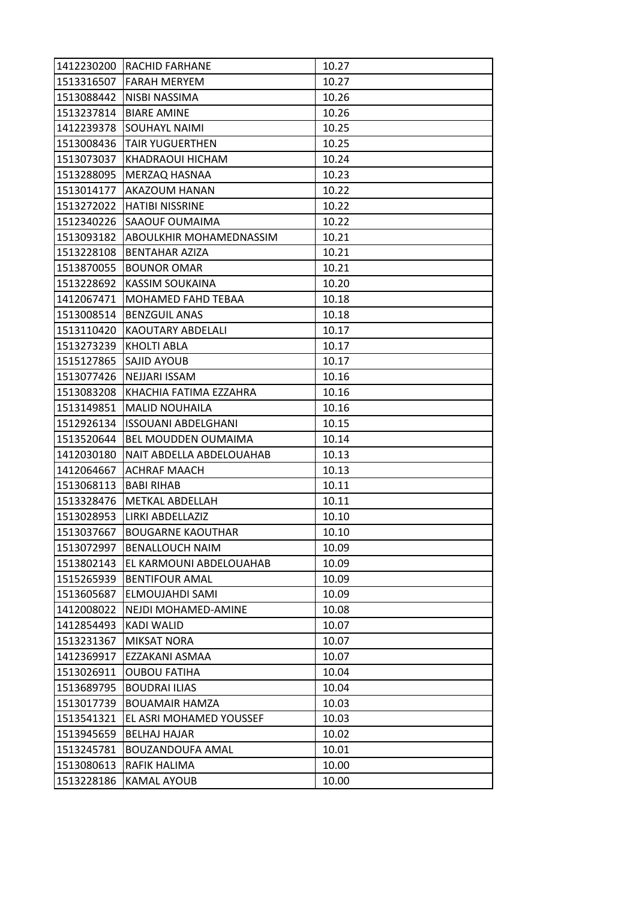| | | |
|---|---|---|
| 1412230200 | RACHID FARHANE | 10.27 |
| 1513316507 | FARAH MERYEM | 10.27 |
| 1513088442 | NISBI NASSIMA | 10.26 |
| 1513237814 | BIARE AMINE | 10.26 |
| 1412239378 | SOUHAYL NAIMI | 10.25 |
| 1513008436 | TAIR YUGUERTHEN | 10.25 |
| 1513073037 | KHADRAOUI HICHAM | 10.24 |
| 1513288095 | MERZAQ HASNAA | 10.23 |
| 1513014177 | AKAZOUM HANAN | 10.22 |
| 1513272022 | HATIBI NISSRINE | 10.22 |
| 1512340226 | SAAOUF OUMAIMA | 10.22 |
| 1513093182 | ABOULKHIR MOHAMEDNASSIM | 10.21 |
| 1513228108 | BENTAHAR AZIZA | 10.21 |
| 1513870055 | BOUNOR OMAR | 10.21 |
| 1513228692 | KASSIM SOUKAINA | 10.20 |
| 1412067471 | MOHAMED FAHD TEBAA | 10.18 |
| 1513008514 | BENZGUIL ANAS | 10.18 |
| 1513110420 | KAOUTARY ABDELALI | 10.17 |
| 1513273239 | KHOLTI ABLA | 10.17 |
| 1515127865 | SAJID AYOUB | 10.17 |
| 1513077426 | NEJJARI ISSAM | 10.16 |
| 1513083208 | KHACHIA FATIMA EZZAHRA | 10.16 |
| 1513149851 | MALID NOUHAILA | 10.16 |
| 1512926134 | ISSOUANI ABDELGHANI | 10.15 |
| 1513520644 | BEL MOUDDEN OUMAIMA | 10.14 |
| 1412030180 | NAIT ABDELLA ABDELOUAHAB | 10.13 |
| 1412064667 | ACHRAF MAACH | 10.13 |
| 1513068113 | BABI RIHAB | 10.11 |
| 1513328476 | METKAL ABDELLAH | 10.11 |
| 1513028953 | LIRKI ABDELLAZIZ | 10.10 |
| 1513037667 | BOUGARNE KAOUTHAR | 10.10 |
| 1513072997 | BENALLOUCH NAIM | 10.09 |
| 1513802143 | EL KARMOUNI ABDELOUAHAB | 10.09 |
| 1515265939 | BENTIFOUR AMAL | 10.09 |
| 1513605687 | ELMOUJAHDI SAMI | 10.09 |
| 1412008022 | NEJDI MOHAMED-AMINE | 10.08 |
| 1412854493 | KADI WALID | 10.07 |
| 1513231367 | MIKSAT NORA | 10.07 |
| 1412369917 | EZZAKANI ASMAA | 10.07 |
| 1513026911 | OUBOU FATIHA | 10.04 |
| 1513689795 | BOUDRAI ILIAS | 10.04 |
| 1513017739 | BOUAMAIR HAMZA | 10.03 |
| 1513541321 | EL ASRI MOHAMED YOUSSEF | 10.03 |
| 1513945659 | BELHAJ HAJAR | 10.02 |
| 1513245781 | BOUZANDOUFA AMAL | 10.01 |
| 1513080613 | RAFIK HALIMA | 10.00 |
| 1513228186 | KAMAL AYOUB | 10.00 |